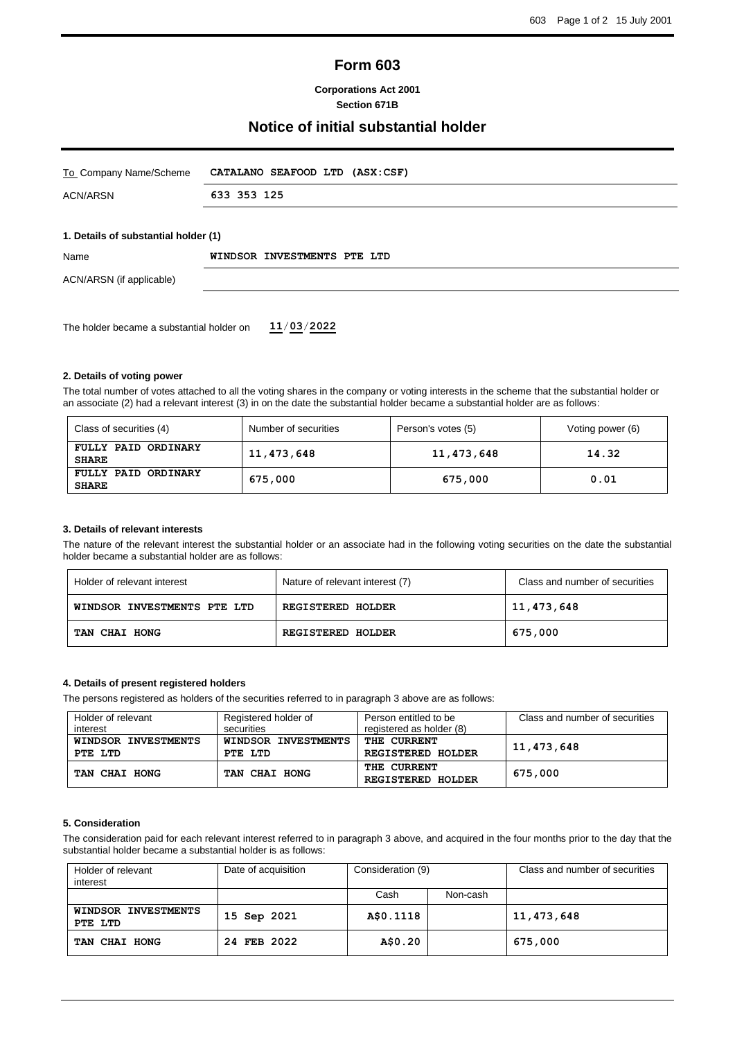# Form 603

**Corporations Act 2001**
**Section 671B**

## Notice of initial substantial holder

| To Company Name/Scheme | CATALANO SEAFOOD LTD (ASX:CSF) |
|---|---|
| ACN/ARSN | 633 353 125 |

### 1. Details of substantial holder (1)

| Name | WINDSOR INVESTMENTS PTE LTD |
|---|---|
| ACN/ARSN (if applicable) | |

The holder became a substantial holder on 11/03/2022

### 2. Details of voting power

The total number of votes attached to all the voting shares in the company or voting interests in the scheme that the substantial holder or an associate (2) had a relevant interest (3) in on the date the substantial holder became a substantial holder are as follows:

| Class of securities (4) | Number of securities | Person's votes (5) | Voting power (6) |
|---|---|---|---|
| FULLY PAID ORDINARY SHARE | 11,473,648 | 11,473,648 | 14.32 |
| FULLY PAID ORDINARY SHARE | 675,000 | 675,000 | 0.01 |

### 3. Details of relevant interests

The nature of the relevant interest the substantial holder or an associate had in the following voting securities on the date the substantial holder became a substantial holder are as follows:

| Holder of relevant interest | Nature of relevant interest (7) | Class and number of securities |
|---|---|---|
| WINDSOR INVESTMENTS PTE LTD | REGISTERED HOLDER | 11,473,648 |
| TAN CHAI HONG | REGISTERED HOLDER | 675,000 |

### 4. Details of present registered holders

The persons registered as holders of the securities referred to in paragraph 3 above are as follows:

| Holder of relevant interest | Registered holder of securities | Person entitled to be registered as holder (8) | Class and number of securities |
|---|---|---|---|
| WINDSOR INVESTMENTS PTE LTD | WINDSOR INVESTMENTS PTE LTD | THE CURRENT REGISTERED HOLDER | 11,473,648 |
| TAN CHAI HONG | TAN CHAI HONG | THE CURRENT REGISTERED HOLDER | 675,000 |

### 5. Consideration

The consideration paid for each relevant interest referred to in paragraph 3 above, and acquired in the four months prior to the day that the substantial holder became a substantial holder is as follows:

| Holder of relevant interest | Date of acquisition | Consideration (9) | | Class and number of securities |
|---|---|---|---|---|
| | | Cash | Non-cash | |
| WINDSOR INVESTMENTS PTE LTD | 15 Sep 2021 | A$0.1118 | | 11,473,648 |
| TAN CHAI HONG | 24 FEB 2022 | A$0.20 | | 675,000 |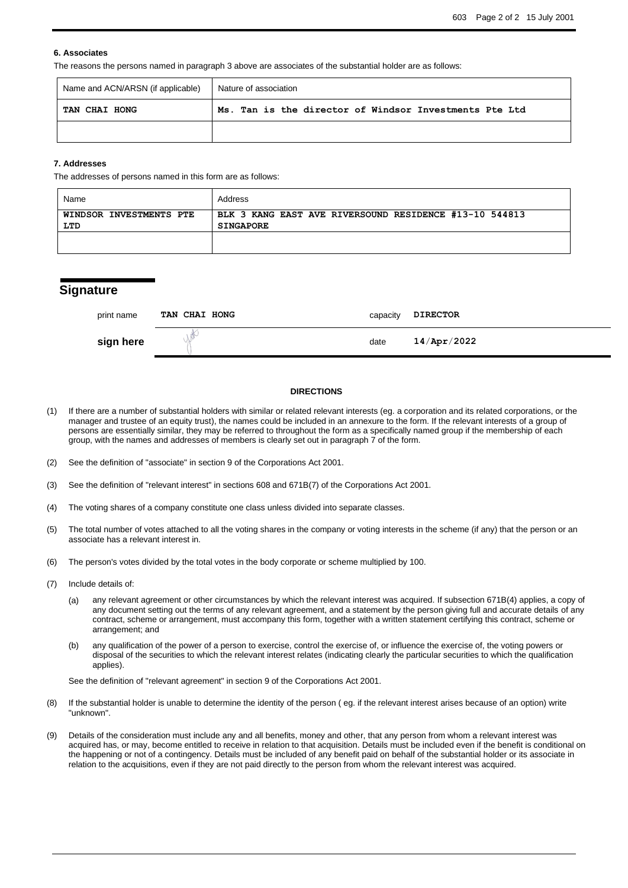### 6. Associates

The reasons the persons named in paragraph 3 above are associates of the substantial holder are as follows:

| Name and ACN/ARSN (if applicable) | Nature of association |
|---|---|
| TAN CHAI HONG | Ms. Tan is the director of Windsor Investments Pte Ltd |
| | |

### 7. Addresses

The addresses of persons named in this form are as follows:

| Name | Address |
|---|---|
| WINDSOR INVESTMENTS PTE LTD | BLK 3 KANG EAST AVE RIVERSOUND RESIDENCE #13-10 544813 SINGAPORE |
| | |

## Signature

| | | | |
|---|---|---|---|
| print name | TAN CHAI HONG | capacity | DIRECTOR |
| **sign here** | | date | 14/Apr/2022 |

#### DIRECTIONS

(1) If there are a number of substantial holders with similar or related relevant interests (eg. a corporation and its related corporations, or the manager and trustee of an equity trust), the names could be included in an annexure to the form. If the relevant interests of a group of persons are essentially similar, they may be referred to throughout the form as a specifically named group if the membership of each group, with the names and addresses of members is clearly set out in paragraph 7 of the form.

(2) See the definition of "associate" in section 9 of the Corporations Act 2001.

(3) See the definition of "relevant interest" in sections 608 and 671B(7) of the Corporations Act 2001.

(4) The voting shares of a company constitute one class unless divided into separate classes.

(5) The total number of votes attached to all the voting shares in the company or voting interests in the scheme (if any) that the person or an associate has a relevant interest in.

(6) The person's votes divided by the total votes in the body corporate or scheme multiplied by 100.

(7) Include details of:

(a) any relevant agreement or other circumstances by which the relevant interest was acquired. If subsection 671B(4) applies, a copy of any document setting out the terms of any relevant agreement, and a statement by the person giving full and accurate details of any contract, scheme or arrangement, must accompany this form, together with a written statement certifying this contract, scheme or arrangement; and

(b) any qualification of the power of a person to exercise, control the exercise of, or influence the exercise of, the voting powers or disposal of the securities to which the relevant interest relates (indicating clearly the particular securities to which the qualification applies).

See the definition of "relevant agreement" in section 9 of the Corporations Act 2001.

(8) If the substantial holder is unable to determine the identity of the person ( eg. if the relevant interest arises because of an option) write "unknown".

(9) Details of the consideration must include any and all benefits, money and other, that any person from whom a relevant interest was acquired has, or may, become entitled to receive in relation to that acquisition. Details must be included even if the benefit is conditional on the happening or not of a contingency. Details must be included of any benefit paid on behalf of the substantial holder or its associate in relation to the acquisitions, even if they are not paid directly to the person from whom the relevant interest was acquired.